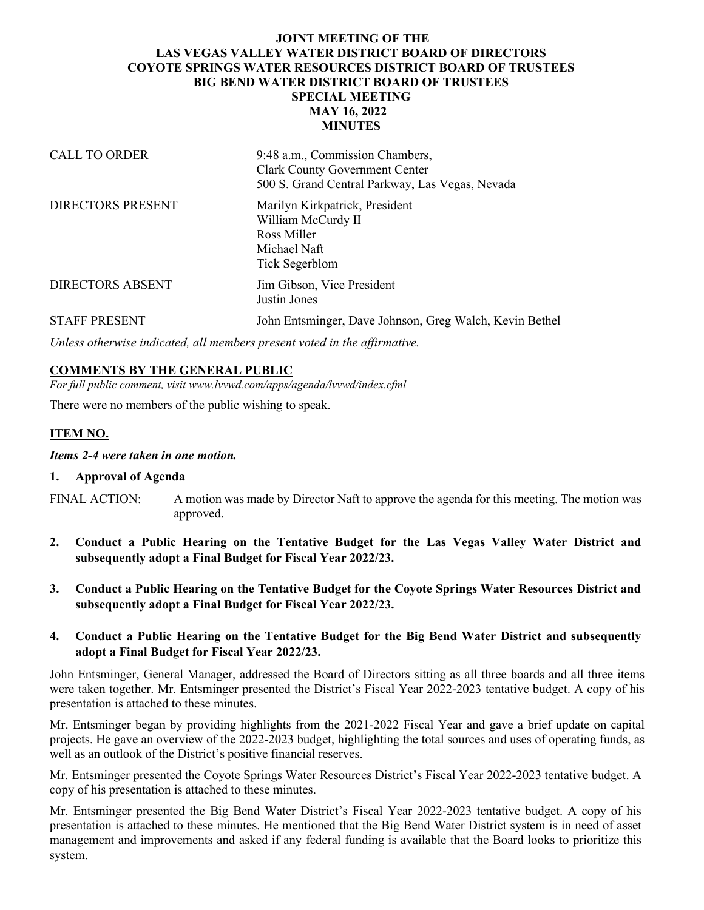**JOINT MEETING OF THE**
**LAS VEGAS VALLEY WATER DISTRICT BOARD OF DIRECTORS**
**COYOTE SPRINGS WATER RESOURCES DISTRICT BOARD OF TRUSTEES**
**BIG BEND WATER DISTRICT BOARD OF TRUSTEES**
**SPECIAL MEETING**
**MAY 16, 2022**
**MINUTES**

| | |
|---|---|
| CALL TO ORDER | 9:48 a.m., Commission Chambers, Clark County Government Center 500 S. Grand Central Parkway, Las Vegas, Nevada |
| DIRECTORS PRESENT | Marilyn Kirkpatrick, President William McCurdy II Ross Miller Michael Naft Tick Segerblom |
| DIRECTORS ABSENT | Jim Gibson, Vice President Justin Jones |
| STAFF PRESENT | John Entsminger, Dave Johnson, Greg Walch, Kevin Bethel |

*Unless otherwise indicated, all members present voted in the affirmative.*

## COMMENTS BY THE GENERAL PUBLIC

*For full public comment, visit www.lvvwd.com/apps/agenda/lvvwd/index.cfml*

There were no members of the public wishing to speak.

## ITEM NO.

***Items 2-4 were taken in one motion.***

**1. Approval of Agenda**

FINAL ACTION: A motion was made by Director Naft to approve the agenda for this meeting. The motion was approved.

**2. Conduct a Public Hearing on the Tentative Budget for the Las Vegas Valley Water District and subsequently adopt a Final Budget for Fiscal Year 2022/23.**

**3. Conduct a Public Hearing on the Tentative Budget for the Coyote Springs Water Resources District and subsequently adopt a Final Budget for Fiscal Year 2022/23.**

**4. Conduct a Public Hearing on the Tentative Budget for the Big Bend Water District and subsequently adopt a Final Budget for Fiscal Year 2022/23.**

John Entsminger, General Manager, addressed the Board of Directors sitting as all three boards and all three items were taken together. Mr. Entsminger presented the District's Fiscal Year 2022-2023 tentative budget. A copy of his presentation is attached to these minutes.

Mr. Entsminger began by providing highlights from the 2021-2022 Fiscal Year and gave a brief update on capital projects. He gave an overview of the 2022-2023 budget, highlighting the total sources and uses of operating funds, as well as an outlook of the District's positive financial reserves.

Mr. Entsminger presented the Coyote Springs Water Resources District's Fiscal Year 2022-2023 tentative budget. A copy of his presentation is attached to these minutes.

Mr. Entsminger presented the Big Bend Water District's Fiscal Year 2022-2023 tentative budget. A copy of his presentation is attached to these minutes. He mentioned that the Big Bend Water District system is in need of asset management and improvements and asked if any federal funding is available that the Board looks to prioritize this system.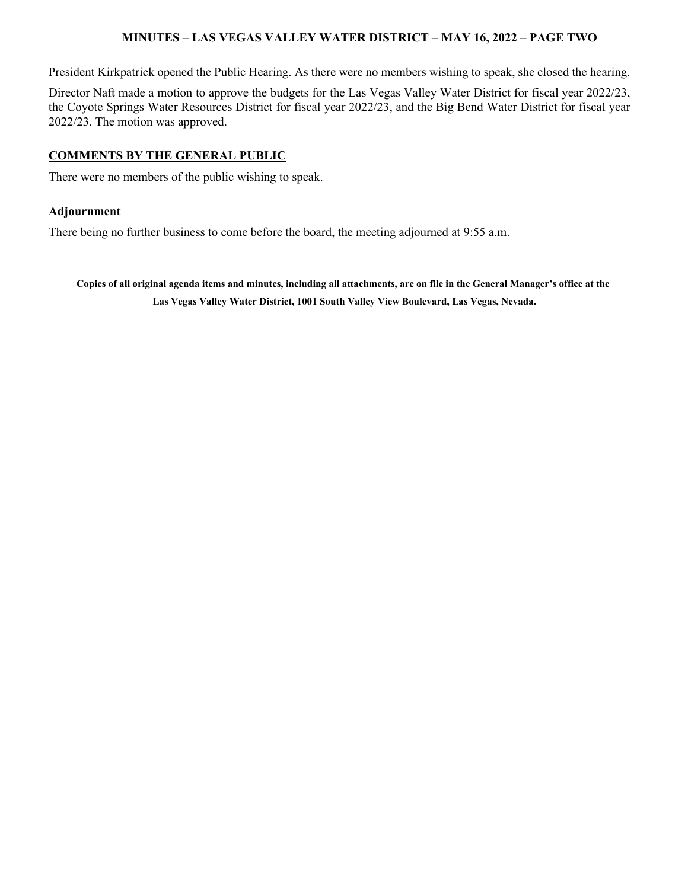President Kirkpatrick opened the Public Hearing. As there were no members wishing to speak, she closed the hearing.

Director Naft made a motion to approve the budgets for the Las Vegas Valley Water District for fiscal year 2022/23, the Coyote Springs Water Resources District for fiscal year 2022/23, and the Big Bend Water District for fiscal year 2022/23. The motion was approved.

## COMMENTS BY THE GENERAL PUBLIC

There were no members of the public wishing to speak.

### Adjournment

There being no further business to come before the board, the meeting adjourned at 9:55 a.m.

**Copies of all original agenda items and minutes, including all attachments, are on file in the General Manager's office at the Las Vegas Valley Water District, 1001 South Valley View Boulevard, Las Vegas, Nevada.**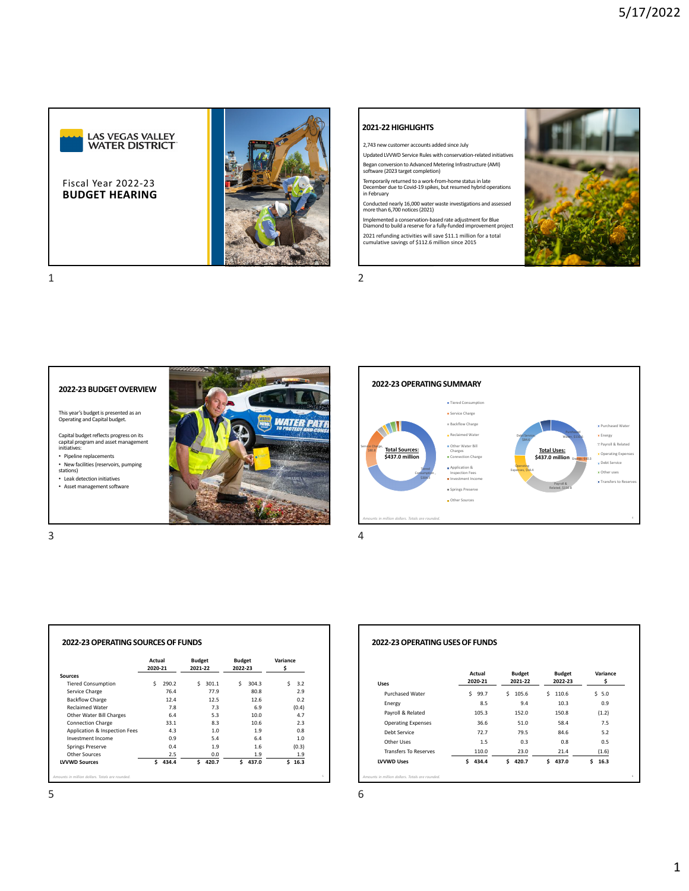# Las Vegas Valley Water District

Fiscal Year 2022-23
**BUDGET HEARING**

## 2021-22 HIGHLIGHTS

2,743 new customer accounts added since July

Updated LVVWD Service Rules with conservation-related initiatives

Began conversion to Advanced Metering Infrastructure (AMI) software (2023 target completion)

Temporarily returned to a work-from-home status in late December due to Covid-19 spikes, but resumed hybrid operations in February

Conducted nearly 16,000 water waste investigations and assessed more than 6,700 notices (2021)

Implemented a conservation-based rate adjustment for Blue Diamond to build a reserve for a fully-funded improvement project

2021 refunding activities will save $11.1 million for a total cumulative savings of $112.6 million since 2015

## 2022-23 BUDGET OVERVIEW

This year's budget is presented as an Operating and Capital budget.

Capital budget reflects progress on its capital program and asset management initiatives:

- Pipeline replacements
- New facilities (reservoirs, pumping stations)
- Leak detection initiatives
- Asset management software

## 2022-23 OPERATING SUMMARY

**Total Sources: $437.0 million**

Legend: Tiered Consumption; Service Charge; Backflow Charge; Reclaimed Water; Other Water Bill Charges; Connection Charge; Application & Inspection Fees; Investment Income; Springs Preserve; Other Sources

Labels: Service Charge, $80.8; Tiered Consumption, $304.3

**Total Uses: $437.0 million**

Legend: Purchased Water; Energy; Payroll & Related; Operating Expenses; Debt Service; Other uses; Transfers to Reserves

Labels: Purchased Water, $110.6; Energy, $10.3; Payroll & Related, $150.8; Operating Expenses, $58.4; Debt Service, $84.6

*Amounts in million dollars. Totals are rounded.*

## 2022-23 OPERATING SOURCES OF FUNDS

| Sources | Actual 2020-21 | Budget 2021-22 | Budget 2022-23 | Variance $ |
|---|---|---|---|---|
| Tiered Consumption | $ 290.2 | $ 301.1 | $ 304.3 | $ 3.2 |
| Service Charge | 76.4 | 77.9 | 80.8 | 2.9 |
| Backflow Charge | 12.4 | 12.5 | 12.6 | 0.2 |
| Reclaimed Water | 7.8 | 7.3 | 6.9 | (0.4) |
| Other Water Bill Charges | 6.4 | 5.3 | 10.0 | 4.7 |
| Connection Charge | 33.1 | 8.3 | 10.6 | 2.3 |
| Application & Inspection Fees | 4.3 | 1.0 | 1.9 | 0.8 |
| Investment Income | 0.9 | 5.4 | 6.4 | 1.0 |
| Springs Preserve | 0.4 | 1.9 | 1.6 | (0.3) |
| Other Sources | 2.5 | 0.0 | 1.9 | 1.9 |
| **LVVWD Sources** | **$ 434.4** | **$ 420.7** | **$ 437.0** | **$ 16.3** |

*Amounts in million dollars. Totals are rounded.*

## 2022-23 OPERATING USES OF FUNDS

| Uses | Actual 2020-21 | Budget 2021-22 | Budget 2022-23 | Variance $ |
|---|---|---|---|---|
| Purchased Water | $ 99.7 | $ 105.6 | $ 110.6 | $ 5.0 |
| Energy | 8.5 | 9.4 | 10.3 | 0.9 |
| Payroll & Related | 105.3 | 152.0 | 150.8 | (1.2) |
| Operating Expenses | 36.6 | 51.0 | 58.4 | 7.5 |
| Debt Service | 72.7 | 79.5 | 84.6 | 5.2 |
| Other Uses | 1.5 | 0.3 | 0.8 | 0.5 |
| Transfers To Reserves | 110.0 | 23.0 | 21.4 | (1.6) |
| **LVVWD Uses** | **$ 434.4** | **$ 420.7** | **$ 437.0** | **$ 16.3** |

*Amounts in million dollars. Totals are rounded.*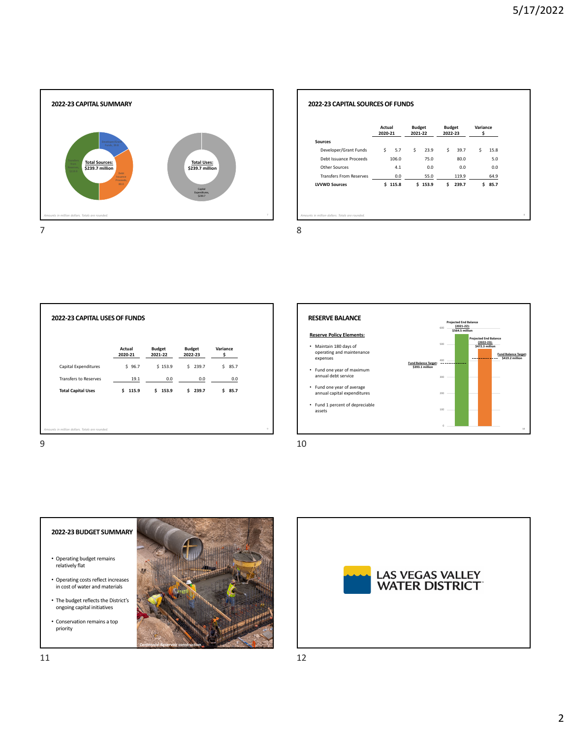## 2022-23 CAPITAL SUMMARY

Total Sources: $239.7 million

- Developer/Grant Funds, 39.7
- Debt Issuance Proceeds, 80.0
- Transfers from Reserves, 119.9

Total Uses: $239.7 million

- Capital Expenditures, $239.7

*Amounts in million dollars. Totals are rounded.*

## 2022-23 CAPITAL SOURCES OF FUNDS

| | Actual 2020-21 | Budget 2021-22 | Budget 2022-23 | Variance $ |
|---|---|---|---|---|
| **Sources** | | | | |
| Developer/Grant Funds | $ 5.7 | $ 23.9 | $ 39.7 | $ 15.8 |
| Debt Issuance Proceeds | 106.0 | 75.0 | 80.0 | 5.0 |
| Other Sources | 4.1 | 0.0 | 0.0 | 0.0 |
| Transfers From Reserves | 0.0 | 55.0 | 119.9 | 64.9 |
| **LVVWD Sources** | **$ 115.8** | **$ 153.9** | **$ 239.7** | **$ 85.7** |

*Amounts in million dollars. Totals are rounded.*

## 2022-23 CAPITAL USES OF FUNDS

| | Actual 2020-21 | Budget 2021-22 | Budget 2022-23 | Variance $ |
|---|---|---|---|---|
| Capital Expenditures | $ 96.7 | $ 153.9 | $ 239.7 | $ 85.7 |
| Transfers to Reserves | 19.1 | 0.0 | 0.0 | 0.0 |
| **Total Capital Uses** | **$ 115.9** | **$ 153.9** | **$ 239.7** | **$ 85.7** |

*Amounts in million dollars. Totals are rounded.*

## RESERVE BALANCE

**Reserve Policy Elements:**

- Maintain 180 days of operating and maintenance expenses
- Fund one year of maximum annual debt service
- Fund one year of average annual capital expenditures
- Fund 1 percent of depreciable assets

Projected End Balance (2021-22): $564.5 million

Projected End Balance (2022-23): $472.3 million

Fund Balance Target: $393.1 million

Fund Balance Target: $419.2 million

## 2022-23 BUDGET SUMMARY

- Operating budget remains relatively flat
- Operating costs reflect increases in cost of water and materials
- The budget reflects the District's ongoing capital initiatives
- Conservation remains a top priority

Centennial Reservoir construction

LAS VEGAS VALLEY WATER DISTRICT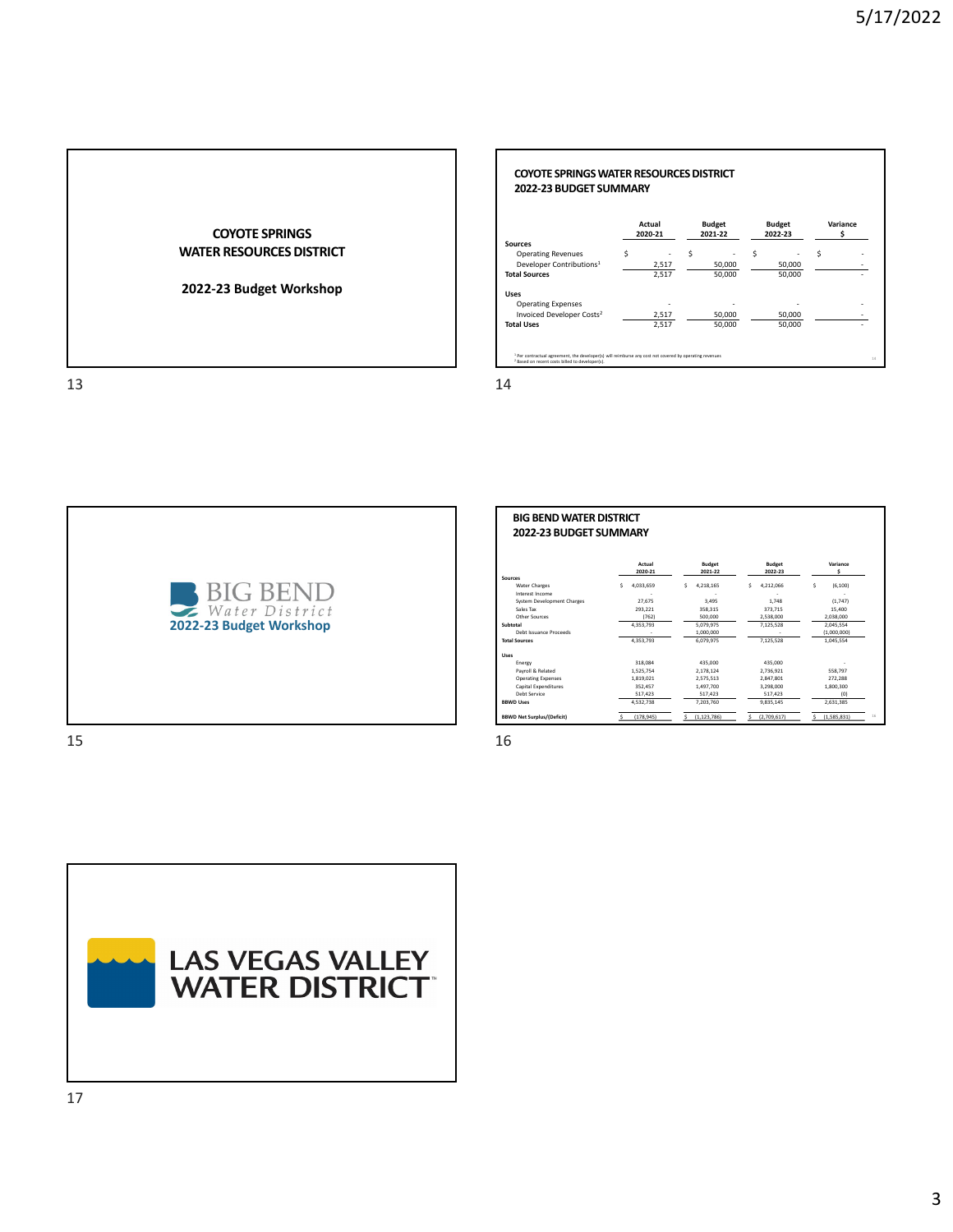## COYOTE SPRINGS WATER RESOURCES DISTRICT

**2022-23 Budget Workshop**

### COYOTE SPRINGS WATER RESOURCES DISTRICT 2022-23 BUDGET SUMMARY

| | Actual 2020-21 | Budget 2021-22 | Budget 2022-23 | Variance $ |
|---|---|---|---|---|
| **Sources** | | | | |
| Operating Revenues | $ - | $ - | $ - | $ - |
| Developer Contributions[1] | 2,517 | 50,000 | 50,000 | - |
| **Total Sources** | 2,517 | 50,000 | 50,000 | - |
| **Uses** | | | | |
| Operating Expenses | - | - | - | - |
| Invoiced Developer Costs[2] | 2,517 | 50,000 | 50,000 | - |
| **Total Uses** | 2,517 | 50,000 | 50,000 | - |

[1] Per contractual agreement, the developer(s) will reimburse any cost not covered by operating revenues
[2] Based on recent costs billed to developer(s).

## BIG BEND Water District

**2022-23 Budget Workshop**

### BIG BEND WATER DISTRICT 2022-23 BUDGET SUMMARY

| | Actual 2020-21 | Budget 2021-22 | Budget 2022-23 | Variance $ |
|---|---|---|---|---|
| **Sources** | | | | |
| Water Charges | $ 4,033,659 | $ 4,218,165 | $ 4,212,066 | $ (6,100) |
| Interest Income | - | - | - | - |
| System Development Charges | 27,675 | 3,495 | 1,748 | (1,747) |
| Sales Tax | 293,221 | 358,315 | 373,715 | 15,400 |
| Other Sources | (762) | 500,000 | 2,538,000 | 2,038,000 |
| **Subtotal** | 4,353,793 | 5,079,975 | 7,125,528 | 2,045,554 |
| Debt Issuance Proceeds | - | 1,000,000 | - | (1,000,000) |
| **Total Sources** | 4,353,793 | 6,079,975 | 7,125,528 | 1,045,554 |
| **Uses** | | | | |
| Energy | 318,084 | 435,000 | 435,000 | - |
| Payroll & Related | 1,525,754 | 2,178,124 | 2,736,921 | 558,797 |
| Operating Expenses | 1,819,021 | 2,575,513 | 2,847,801 | 272,288 |
| Capital Expenditures | 352,457 | 1,497,700 | 3,298,000 | 1,800,300 |
| Debt Service | 517,423 | 517,423 | 517,423 | (0) |
| **BBWD Uses** | 4,532,738 | 7,203,760 | 9,835,145 | 2,631,385 |
| **BBWD Net Surplus/(Deficit)** | $ (178,945) | $ (1,123,786) | $ (2,709,617) | $ (1,585,831) |

## LAS VEGAS VALLEY WATER DISTRICT